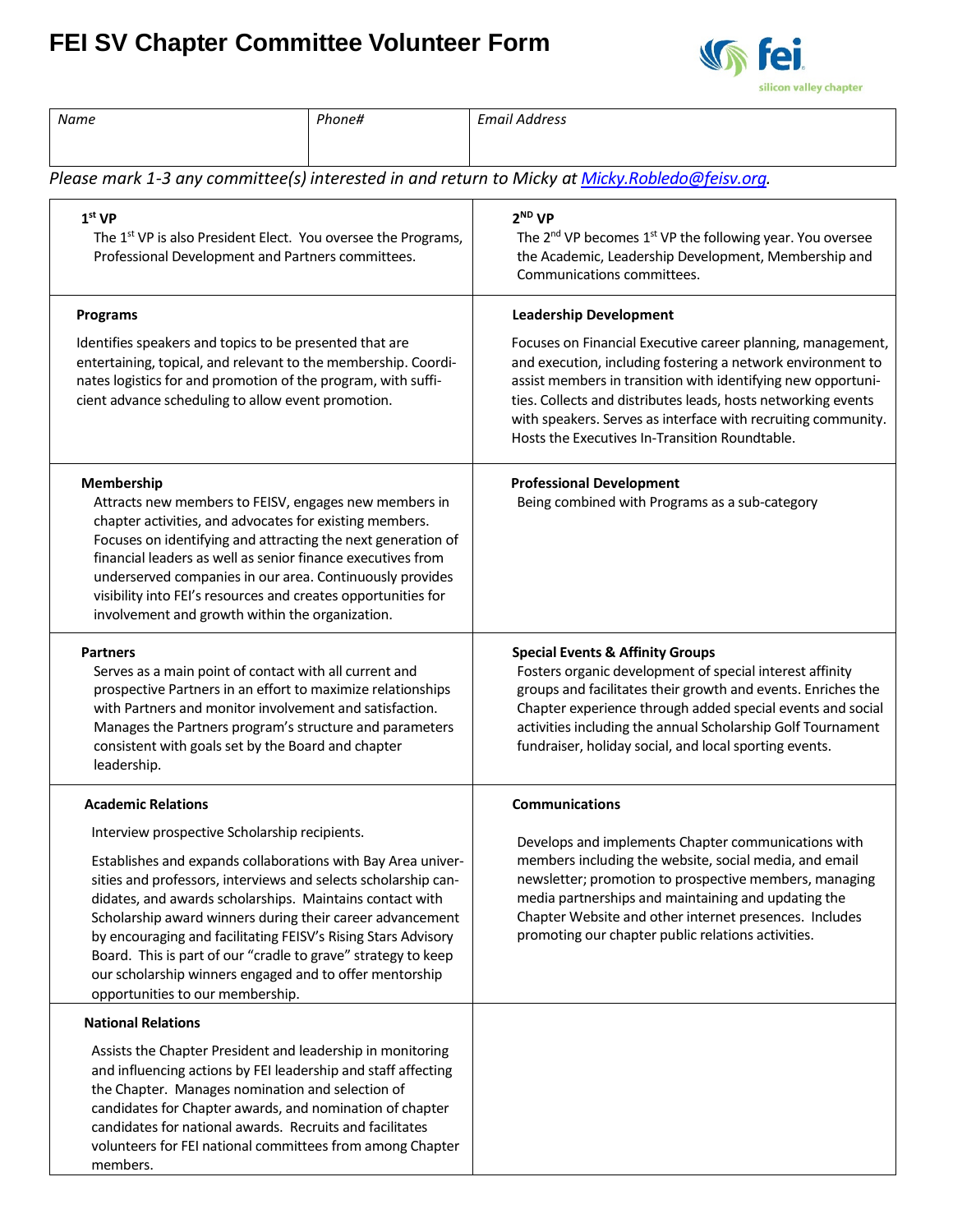# FEI SV Chapter Committee Volunteer Form

| Name | Phone# | Email Address |
|---|---|---|
| | | |

*Please mark 1-3 any committee(s) interested in and return to Micky at Micky.Robledo@feisv.org.*

| | |
|---|---|
| **1st VP**<br>The 1st VP is also President Elect. You oversee the Programs, Professional Development and Partners committees. | **2ND VP**<br>The 2nd VP becomes 1st VP the following year. You oversee the Academic, Leadership Development, Membership and Communications committees. |
| **Programs**<br>Identifies speakers and topics to be presented that are entertaining, topical, and relevant to the membership. Coordinates logistics for and promotion of the program, with sufficient advance scheduling to allow event promotion. | **Leadership Development**<br>Focuses on Financial Executive career planning, management, and execution, including fostering a network environment to assist members in transition with identifying new opportunities. Collects and distributes leads, hosts networking events with speakers. Serves as interface with recruiting community. Hosts the Executives In-Transition Roundtable. |
| **Membership**<br>Attracts new members to FEISV, engages new members in chapter activities, and advocates for existing members. Focuses on identifying and attracting the next generation of financial leaders as well as senior finance executives from underserved companies in our area. Continuously provides visibility into FEI's resources and creates opportunities for involvement and growth within the organization. | **Professional Development**<br>Being combined with Programs as a sub-category |
| **Partners**<br>Serves as a main point of contact with all current and prospective Partners in an effort to maximize relationships with Partners and monitor involvement and satisfaction. Manages the Partners program's structure and parameters consistent with goals set by the Board and chapter leadership. | **Special Events & Affinity Groups**<br>Fosters organic development of special interest affinity groups and facilitates their growth and events. Enriches the Chapter experience through added special events and social activities including the annual Scholarship Golf Tournament fundraiser, holiday social, and local sporting events. |
| **Academic Relations**<br>Interview prospective Scholarship recipients.<br>Establishes and expands collaborations with Bay Area universities and professors, interviews and selects scholarship candidates, and awards scholarships. Maintains contact with Scholarship award winners during their career advancement by encouraging and facilitating FEISV's Rising Stars Advisory Board. This is part of our "cradle to grave" strategy to keep our scholarship winners engaged and to offer mentorship opportunities to our membership. | **Communications**<br>Develops and implements Chapter communications with members including the website, social media, and email newsletter; promotion to prospective members, managing media partnerships and maintaining and updating the Chapter Website and other internet presences. Includes promoting our chapter public relations activities. |
| **National Relations**<br>Assists the Chapter President and leadership in monitoring and influencing actions by FEI leadership and staff affecting the Chapter. Manages nomination and selection of candidates for Chapter awards, and nomination of chapter candidates for national awards. Recruits and facilitates volunteers for FEI national committees from among Chapter members. | |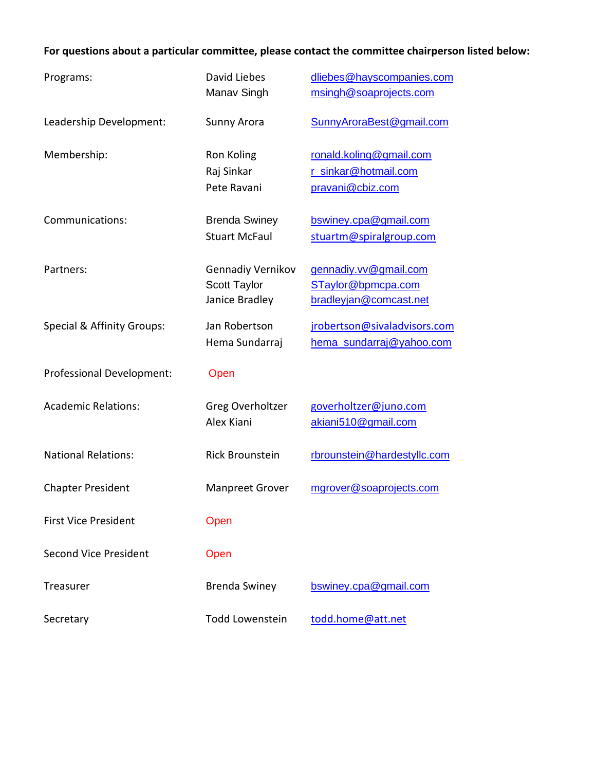**For questions about a particular committee, please contact the committee chairperson listed below:**

| | | |
|---|---|---|
| Programs: | David Liebes | dliebes@hayscompanies.com |
| | Manav Singh | msingh@soaprojects.com |
| Leadership Development: | Sunny Arora | SunnyAroraBest@gmail.com |
| Membership: | Ron Koling | ronald.koling@gmail.com |
| | Raj Sinkar | r_sinkar@hotmail.com |
| | Pete Ravani | pravani@cbiz.com |
| Communications: | Brenda Swiney | bswiney.cpa@gmail.com |
| | Stuart McFaul | stuartm@spiralgroup.com |
| Partners: | Gennadiy Vernikov | gennadiy.vv@gmail.com |
| | Scott Taylor | STaylor@bpmcpa.com |
| | Janice Bradley | bradleyjan@comcast.net |
| Special & Affinity Groups: | Jan Robertson | jrobertson@sivaladvisors.com |
| | Hema Sundarraj | hema_sundarraj@yahoo.com |
| Professional Development: | Open | |
| Academic Relations: | Greg Overholtzer | goverholtzer@juno.com |
| | Alex Kiani | akiani510@gmail.com |
| National Relations: | Rick Brounstein | rbrounstein@hardestyllc.com |
| Chapter President | Manpreet Grover | mgrover@soaprojects.com |
| First Vice President | Open | |
| Second Vice President | Open | |
| Treasurer | Brenda Swiney | bswiney.cpa@gmail.com |
| Secretary | Todd Lowenstein | todd.home@att.net |